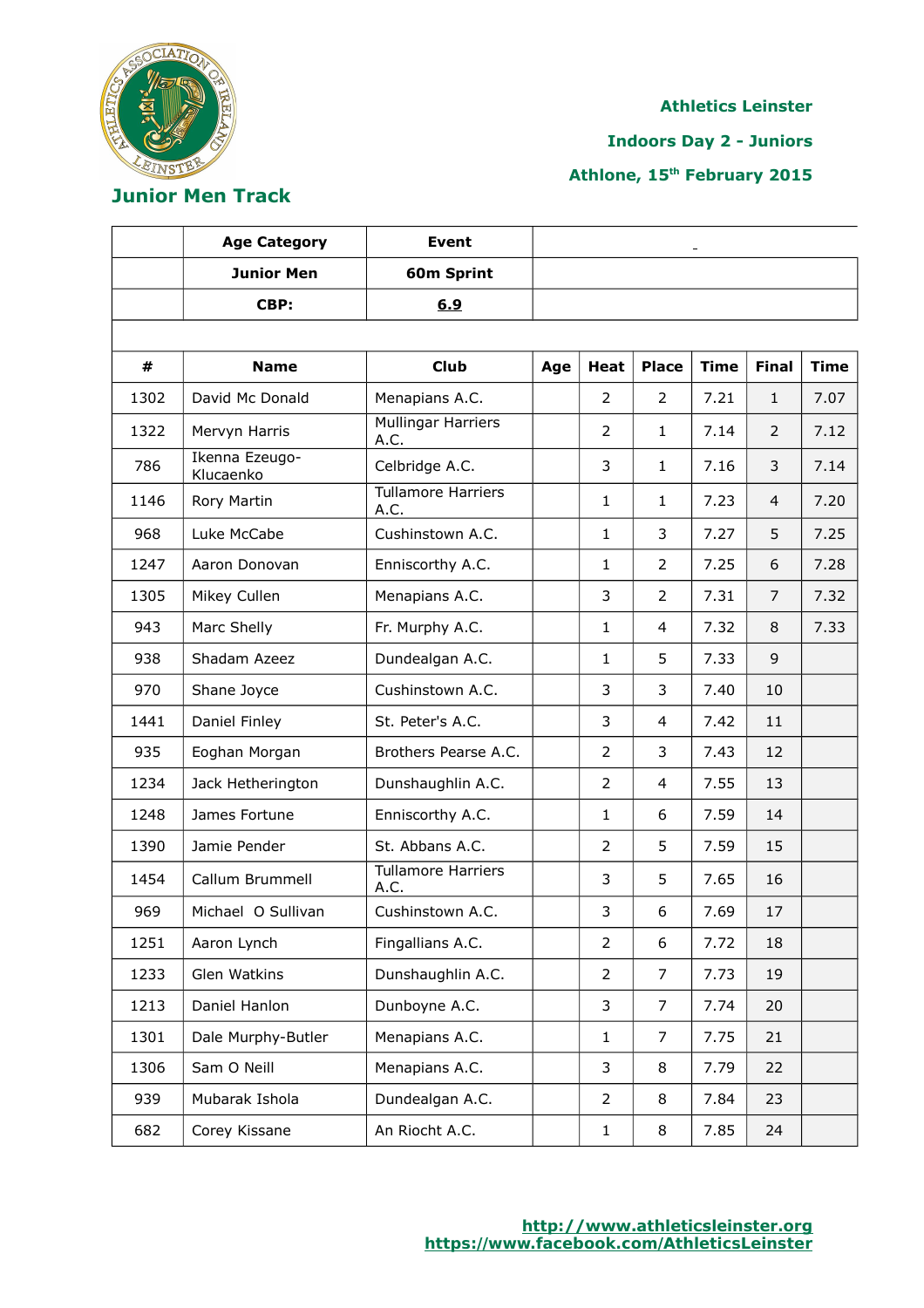Athletics Leinster

Indoors Day 2 - Juniors

Athlone, 15[th] February 2015

## Junior Men Track

| | Age Category | Event | | | | | | |
|---|---|---|---|---|---|---|---|---|
| | Junior Men | 60m Sprint | | | | | | |
| | CBP: | 6.9 | | | | | | |
| **#** | **Name** | **Club** | **Age** | **Heat** | **Place** | **Time** | **Final** | **Time** |
| 1302 | David Mc Donald | Menapians A.C. | | 2 | 2 | 7.21 | 1 | 7.07 |
| 1322 | Mervyn Harris | Mullingar Harriers A.C. | | 2 | 1 | 7.14 | 2 | 7.12 |
| 786 | Ikenna Ezeugo-Klucaenko | Celbridge A.C. | | 3 | 1 | 7.16 | 3 | 7.14 |
| 1146 | Rory Martin | Tullamore Harriers A.C. | | 1 | 1 | 7.23 | 4 | 7.20 |
| 968 | Luke McCabe | Cushinstown A.C. | | 1 | 3 | 7.27 | 5 | 7.25 |
| 1247 | Aaron Donovan | Enniscorthy A.C. | | 1 | 2 | 7.25 | 6 | 7.28 |
| 1305 | Mikey Cullen | Menapians A.C. | | 3 | 2 | 7.31 | 7 | 7.32 |
| 943 | Marc Shelly | Fr. Murphy A.C. | | 1 | 4 | 7.32 | 8 | 7.33 |
| 938 | Shadam Azeez | Dundealgan A.C. | | 1 | 5 | 7.33 | 9 | |
| 970 | Shane Joyce | Cushinstown A.C. | | 3 | 3 | 7.40 | 10 | |
| 1441 | Daniel Finley | St. Peter's A.C. | | 3 | 4 | 7.42 | 11 | |
| 935 | Eoghan Morgan | Brothers Pearse A.C. | | 2 | 3 | 7.43 | 12 | |
| 1234 | Jack Hetherington | Dunshaughlin A.C. | | 2 | 4 | 7.55 | 13 | |
| 1248 | James Fortune | Enniscorthy A.C. | | 1 | 6 | 7.59 | 14 | |
| 1390 | Jamie Pender | St. Abbans A.C. | | 2 | 5 | 7.59 | 15 | |
| 1454 | Callum Brummell | Tullamore Harriers A.C. | | 3 | 5 | 7.65 | 16 | |
| 969 | Michael O Sullivan | Cushinstown A.C. | | 3 | 6 | 7.69 | 17 | |
| 1251 | Aaron Lynch | Fingallians A.C. | | 2 | 6 | 7.72 | 18 | |
| 1233 | Glen Watkins | Dunshaughlin A.C. | | 2 | 7 | 7.73 | 19 | |
| 1213 | Daniel Hanlon | Dunboyne A.C. | | 3 | 7 | 7.74 | 20 | |
| 1301 | Dale Murphy-Butler | Menapians A.C. | | 1 | 7 | 7.75 | 21 | |
| 1306 | Sam O Neill | Menapians A.C. | | 3 | 8 | 7.79 | 22 | |
| 939 | Mubarak Ishola | Dundealgan A.C. | | 2 | 8 | 7.84 | 23 | |
| 682 | Corey Kissane | An Riocht A.C. | | 1 | 8 | 7.85 | 24 | |

http://www.athleticsleinster.org
https://www.facebook.com/AthleticsLeinster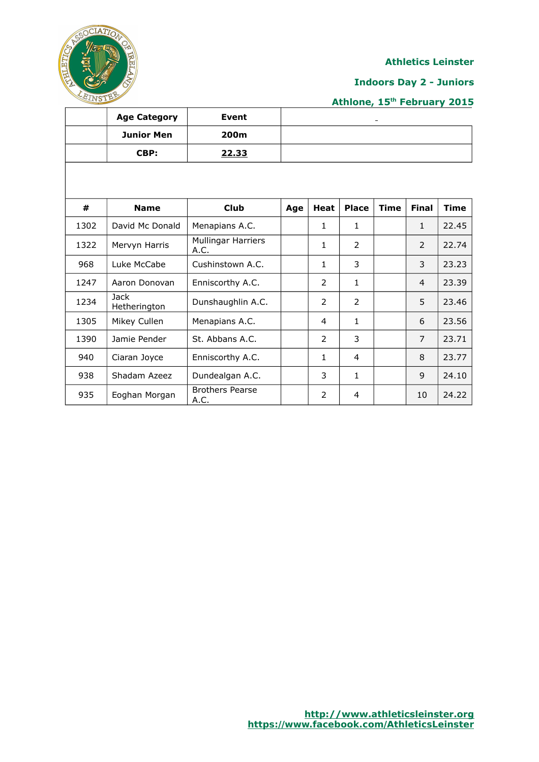**Athletics Leinster**

**Indoors Day 2 - Juniors**

**Athlone, 15th February 2015**

| | Age Category | Event |
|---|---|---|
| | **Junior Men** | **200m** |
| | **CBP:** | **22.33** |

| # | Name | Club | Age | Heat | Place | Time | Final | Time |
|---|---|---|---|---|---|---|---|---|
| 1302 | David Mc Donald | Menapians A.C. | | 1 | 1 | | 1 | 22.45 |
| 1322 | Mervyn Harris | Mullingar Harriers A.C. | | 1 | 2 | | 2 | 22.74 |
| 968 | Luke McCabe | Cushinstown A.C. | | 1 | 3 | | 3 | 23.23 |
| 1247 | Aaron Donovan | Enniscorthy A.C. | | 2 | 1 | | 4 | 23.39 |
| 1234 | Jack Hetherington | Dunshaughlin A.C. | | 2 | 2 | | 5 | 23.46 |
| 1305 | Mikey Cullen | Menapians A.C. | | 4 | 1 | | 6 | 23.56 |
| 1390 | Jamie Pender | St. Abbans A.C. | | 2 | 3 | | 7 | 23.71 |
| 940 | Ciaran Joyce | Enniscorthy A.C. | | 1 | 4 | | 8 | 23.77 |
| 938 | Shadam Azeez | Dundealgan A.C. | | 3 | 1 | | 9 | 24.10 |
| 935 | Eoghan Morgan | Brothers Pearse A.C. | | 2 | 4 | | 10 | 24.22 |

http://www.athleticsleinster.org
https://www.facebook.com/AthleticsLeinster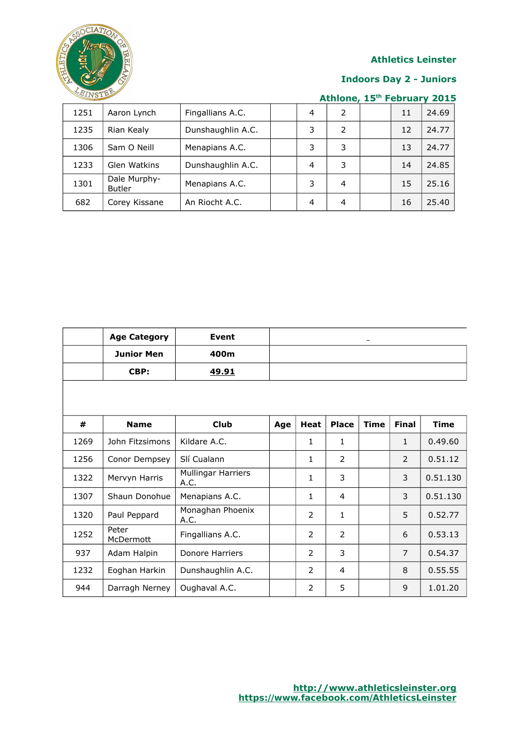| 1251 | Aaron Lynch | Fingallians A.C. | | 4 | 2 | | 11 | 24.69 |
|---|---|---|---|---|---|---|---|---|
| 1235 | Rian Kealy | Dunshaughlin A.C. | | 3 | 2 | | 12 | 24.77 |
| 1306 | Sam O Neill | Menapians A.C. | | 3 | 3 | | 13 | 24.77 |
| 1233 | Glen Watkins | Dunshaughlin A.C. | | 4 | 3 | | 14 | 24.85 |
| 1301 | Dale Murphy-Butler | Menapians A.C. | | 3 | 4 | | 15 | 25.16 |
| 682 | Corey Kissane | An Riocht A.C. | | 4 | 4 | | 16 | 25.40 |

| | Age Category | Event | |
|---|---|---|---|
| | Junior Men | 400m | |
| | CBP: | 49.91 | |

| # | Name | Club | Age | Heat | Place | Time | Final | Time |
|---|---|---|---|---|---|---|---|---|
| 1269 | John Fitzsimons | Kildare A.C. | | 1 | 1 | | 1 | 0.49.60 |
| 1256 | Conor Dempsey | Slí Cualann | | 1 | 2 | | 2 | 0.51.12 |
| 1322 | Mervyn Harris | Mullingar Harriers A.C. | | 1 | 3 | | 3 | 0.51.130 |
| 1307 | Shaun Donohue | Menapians A.C. | | 1 | 4 | | 3 | 0.51.130 |
| 1320 | Paul Peppard | Monaghan Phoenix A.C. | | 2 | 1 | | 5 | 0.52.77 |
| 1252 | Peter McDermott | Fingallians A.C. | | 2 | 2 | | 6 | 0.53.13 |
| 937 | Adam Halpin | Donore Harriers | | 2 | 3 | | 7 | 0.54.37 |
| 1232 | Eoghan Harkin | Dunshaughlin A.C. | | 2 | 4 | | 8 | 0.55.55 |
| 944 | Darragh Nerney | Oughaval A.C. | | 2 | 5 | | 9 | 1.01.20 |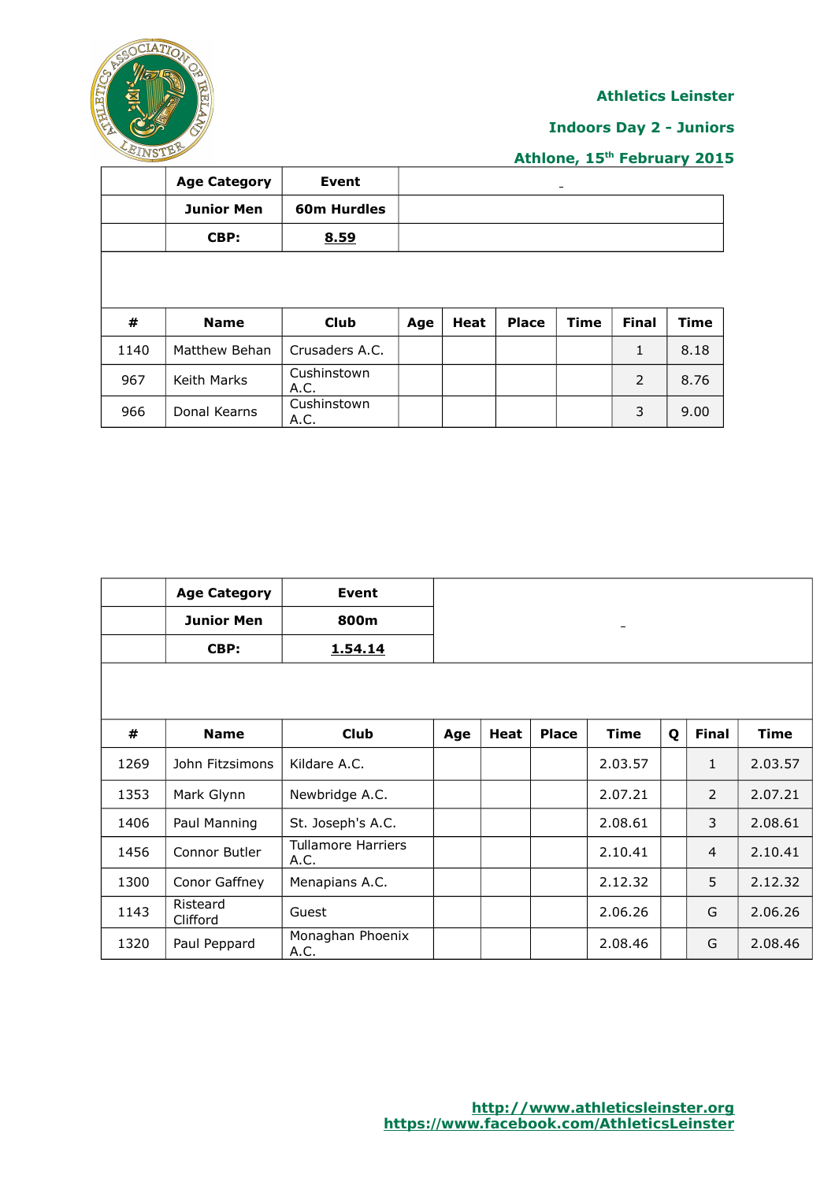Athletics Leinster

Indoors Day 2 - Juniors

Athlone, 15th February 2015

| | Age Category | Event | |
|---|---|---|---|
| | Junior Men | 60m Hurdles | |
| | CBP: | 8.59 | |

| # | Name | Club | Age | Heat | Place | Time | Final | Time |
|---|---|---|---|---|---|---|---|---|
| 1140 | Matthew Behan | Crusaders A.C. | | | | | 1 | 8.18 |
| 967 | Keith Marks | Cushinstown A.C. | | | | | 2 | 8.76 |
| 966 | Donal Kearns | Cushinstown A.C. | | | | | 3 | 9.00 |

| | Age Category | Event | |
|---|---|---|---|
| | Junior Men | 800m | |
| | CBP: | 1.54.14 | |

| # | Name | Club | Age | Heat | Place | Time | Q | Final | Time |
|---|---|---|---|---|---|---|---|---|---|
| 1269 | John Fitzsimons | Kildare A.C. | | | | 2.03.57 | | 1 | 2.03.57 |
| 1353 | Mark Glynn | Newbridge A.C. | | | | 2.07.21 | | 2 | 2.07.21 |
| 1406 | Paul Manning | St. Joseph's A.C. | | | | 2.08.61 | | 3 | 2.08.61 |
| 1456 | Connor Butler | Tullamore Harriers A.C. | | | | 2.10.41 | | 4 | 2.10.41 |
| 1300 | Conor Gaffney | Menapians A.C. | | | | 2.12.32 | | 5 | 2.12.32 |
| 1143 | Risteard Clifford | Guest | | | | 2.06.26 | | G | 2.06.26 |
| 1320 | Paul Peppard | Monaghan Phoenix A.C. | | | | 2.08.46 | | G | 2.08.46 |

http://www.athleticsleinster.org
https://www.facebook.com/AthleticsLeinster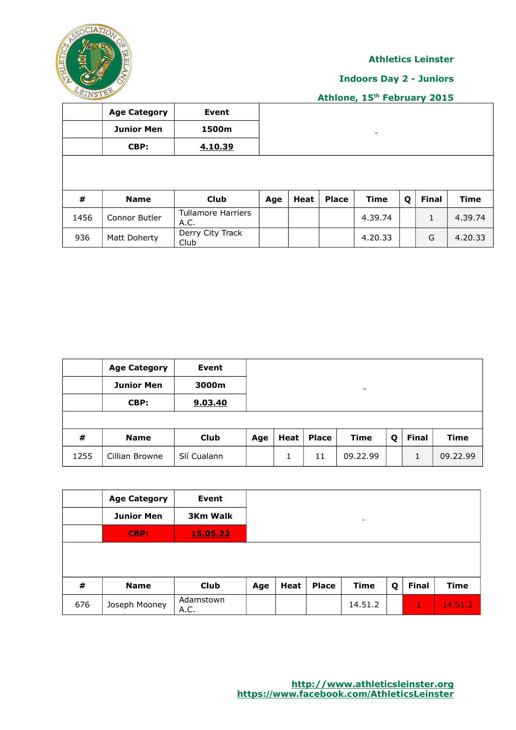**Athletics Leinster**

**Indoors Day 2 - Juniors**

**Athlone, 15th February 2015**

| | Age Category | Event |
|---|---|---|
| | Junior Men | 1500m |
| | CBP: | 4.10.39 |

| # | Name | Club | Age | Heat | Place | Time | Q | Final | Time |
|---|---|---|---|---|---|---|---|---|---|
| 1456 | Connor Butler | Tullamore Harriers A.C. | | | | 4.39.74 | | 1 | 4.39.74 |
| 936 | Matt Doherty | Derry City Track Club | | | | 4.20.33 | | G | 4.20.33 |

| | Age Category | Event |
|---|---|---|
| | Junior Men | 3000m |
| | CBP: | 9.03.40 |

| # | Name | Club | Age | Heat | Place | Time | Q | Final | Time |
|---|---|---|---|---|---|---|---|---|---|
| 1255 | Cillian Browne | Slí Cualann | | 1 | 11 | 09.22.99 | | 1 | 09.22.99 |

| | Age Category | Event |
|---|---|---|
| | Junior Men | 3Km Walk |
| | CBP: | 15.05.22 |

| # | Name | Club | Age | Heat | Place | Time | Q | Final | Time |
|---|---|---|---|---|---|---|---|---|---|
| 676 | Joseph Mooney | Adamstown A.C. | | | | 14.51.2 | | 1 | 14.51.2 |

http://www.athleticsleinster.org
https://www.facebook.com/AthleticsLeinster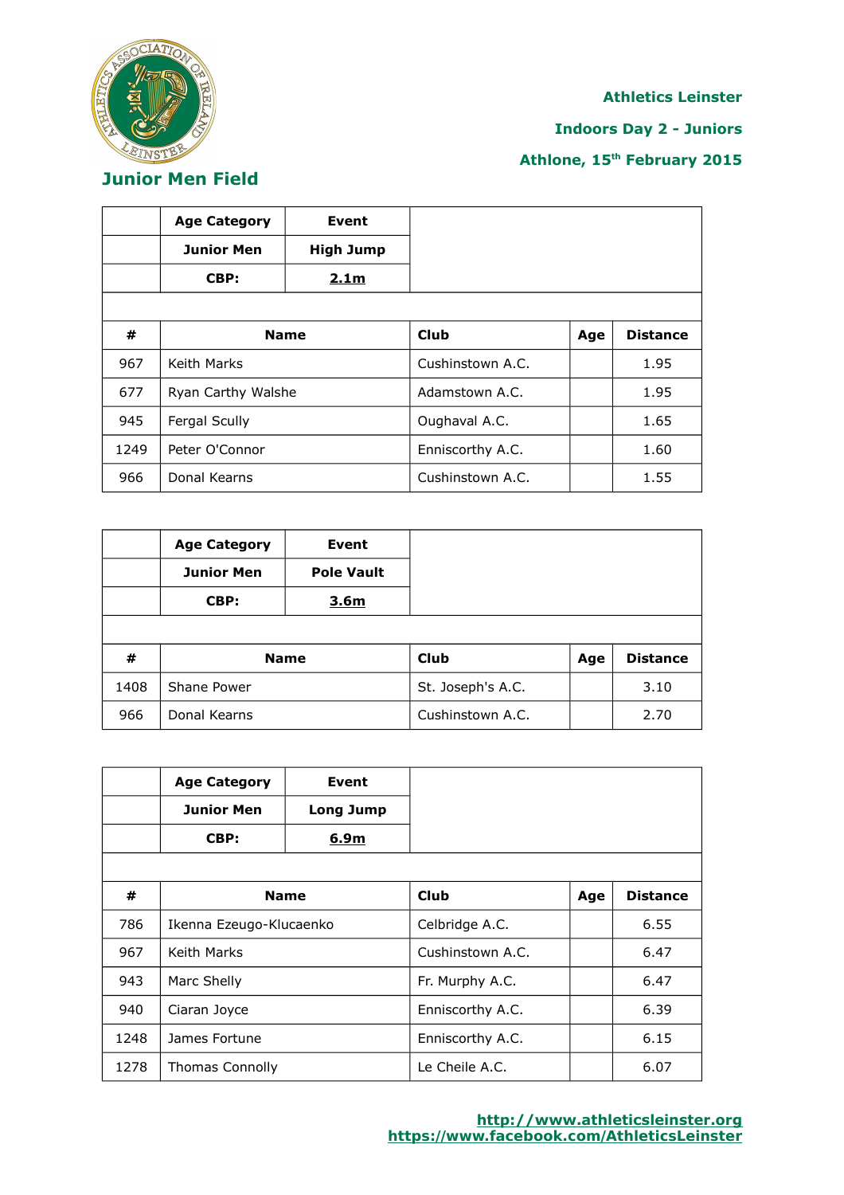Athletics Leinster

Indoors Day 2 - Juniors

Athlone, 15th February 2015

## Junior Men Field

| | Age Category | Event | | |
|---|---|---|---|---|
| | Junior Men | High Jump | | |
| | CBP: | 2.1m | | |
| **#** | **Name** | **Club** | **Age** | **Distance** |
| 967 | Keith Marks | Cushinstown A.C. | | 1.95 |
| 677 | Ryan Carthy Walshe | Adamstown A.C. | | 1.95 |
| 945 | Fergal Scully | Oughaval A.C. | | 1.65 |
| 1249 | Peter O'Connor | Enniscorthy A.C. | | 1.60 |
| 966 | Donal Kearns | Cushinstown A.C. | | 1.55 |

| | Age Category | Event | | |
|---|---|---|---|---|
| | Junior Men | Pole Vault | | |
| | CBP: | 3.6m | | |
| **#** | **Name** | **Club** | **Age** | **Distance** |
| 1408 | Shane Power | St. Joseph's A.C. | | 3.10 |
| 966 | Donal Kearns | Cushinstown A.C. | | 2.70 |

| | Age Category | Event | | |
|---|---|---|---|---|
| | Junior Men | Long Jump | | |
| | CBP: | 6.9m | | |
| **#** | **Name** | **Club** | **Age** | **Distance** |
| 786 | Ikenna Ezeugo-Klucaenko | Celbridge A.C. | | 6.55 |
| 967 | Keith Marks | Cushinstown A.C. | | 6.47 |
| 943 | Marc Shelly | Fr. Murphy A.C. | | 6.47 |
| 940 | Ciaran Joyce | Enniscorthy A.C. | | 6.39 |
| 1248 | James Fortune | Enniscorthy A.C. | | 6.15 |
| 1278 | Thomas Connolly | Le Cheile A.C. | | 6.07 |

http://www.athleticsleinster.org
https://www.facebook.com/AthleticsLeinster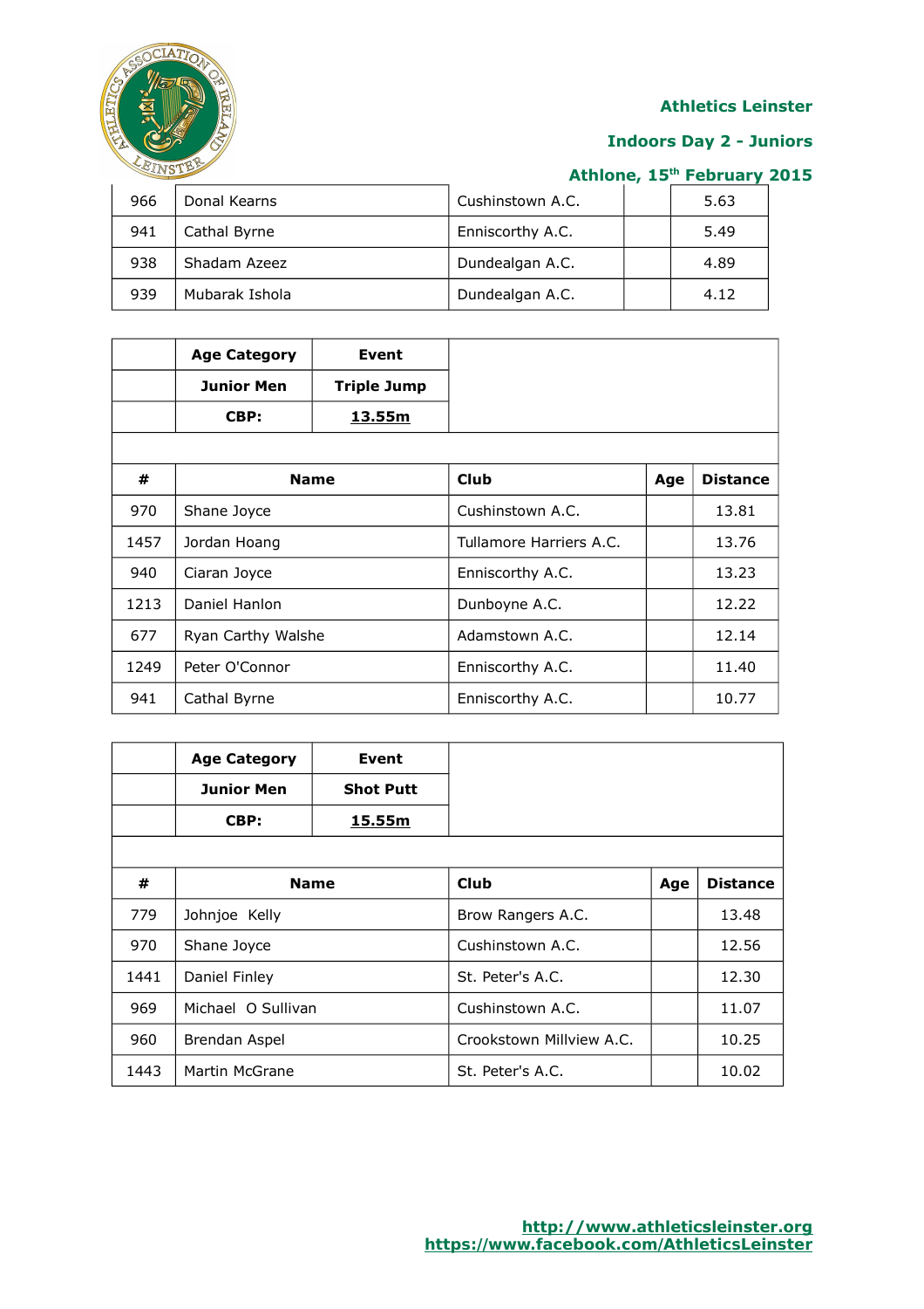Athletics Leinster

Indoors Day 2 - Juniors

Athlone, 15th February 2015

| | | | | |
|---|---|---|---|---|
| 966 | Donal Kearns | Cushinstown A.C. | | 5.63 |
| 941 | Cathal Byrne | Enniscorthy A.C. | | 5.49 |
| 938 | Shadam Azeez | Dundealgan A.C. | | 4.89 |
| 939 | Mubarak Ishola | Dundealgan A.C. | | 4.12 |

| | Age Category | Event |
|---|---|---|
| | **Junior Men** | **Triple Jump** |
| | **CBP:** | **13.55m** |

| # | Name | Club | Age | Distance |
|---|---|---|---|---|
| 970 | Shane Joyce | Cushinstown A.C. | | 13.81 |
| 1457 | Jordan Hoang | Tullamore Harriers A.C. | | 13.76 |
| 940 | Ciaran Joyce | Enniscorthy A.C. | | 13.23 |
| 1213 | Daniel Hanlon | Dunboyne A.C. | | 12.22 |
| 677 | Ryan Carthy Walshe | Adamstown A.C. | | 12.14 |
| 1249 | Peter O'Connor | Enniscorthy A.C. | | 11.40 |
| 941 | Cathal Byrne | Enniscorthy A.C. | | 10.77 |

| | Age Category | Event |
|---|---|---|
| | **Junior Men** | **Shot Putt** |
| | **CBP:** | **15.55m** |

| # | Name | Club | Age | Distance |
|---|---|---|---|---|
| 779 | Johnjoe Kelly | Brow Rangers A.C. | | 13.48 |
| 970 | Shane Joyce | Cushinstown A.C. | | 12.56 |
| 1441 | Daniel Finley | St. Peter's A.C. | | 12.30 |
| 969 | Michael O Sullivan | Cushinstown A.C. | | 11.07 |
| 960 | Brendan Aspel | Crookstown Millview A.C. | | 10.25 |
| 1443 | Martin McGrane | St. Peter's A.C. | | 10.02 |

http://www.athleticsleinster.org
https://www.facebook.com/AthleticsLeinster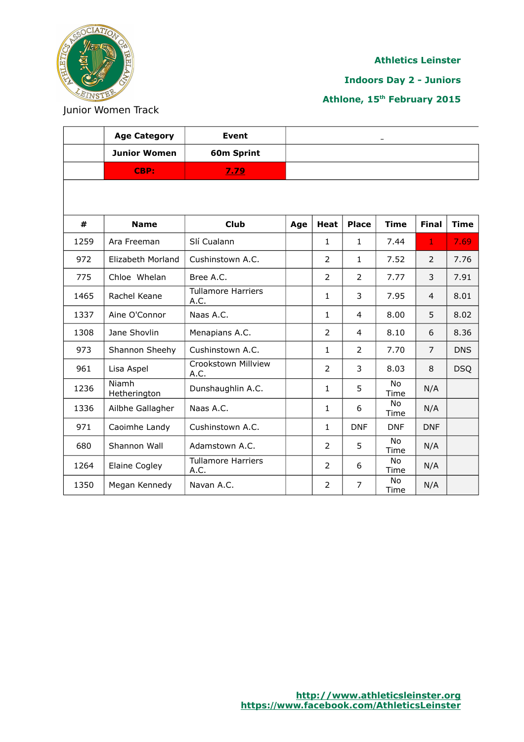**Athletics Leinster**

**Indoors Day 2 - Juniors**

**Athlone, 15th February 2015**

Junior Women Track

| | Age Category | Event | | | | | | |
|---|---|---|---|---|---|---|---|---|
| | **Junior Women** | **60m Sprint** | | | | | | |
| | **CBP:** | **7.79** | | | | | | |

| # | Name | Club | Age | Heat | Place | Time | Final | Time |
|---|---|---|---|---|---|---|---|---|
| 1259 | Ara Freeman | Slí Cualann | | 1 | 1 | 7.44 | 1 | 7.69 |
| 972 | Elizabeth Morland | Cushinstown A.C. | | 2 | 1 | 7.52 | 2 | 7.76 |
| 775 | Chloe Whelan | Bree A.C. | | 2 | 2 | 7.77 | 3 | 7.91 |
| 1465 | Rachel Keane | Tullamore Harriers A.C. | | 1 | 3 | 7.95 | 4 | 8.01 |
| 1337 | Aine O'Connor | Naas A.C. | | 1 | 4 | 8.00 | 5 | 8.02 |
| 1308 | Jane Shovlin | Menapians A.C. | | 2 | 4 | 8.10 | 6 | 8.36 |
| 973 | Shannon Sheehy | Cushinstown A.C. | | 1 | 2 | 7.70 | 7 | DNS |
| 961 | Lisa Aspel | Crookstown Millview A.C. | | 2 | 3 | 8.03 | 8 | DSQ |
| 1236 | Niamh Hetherington | Dunshaughlin A.C. | | 1 | 5 | No Time | N/A | |
| 1336 | Ailbhe Gallagher | Naas A.C. | | 1 | 6 | No Time | N/A | |
| 971 | Caoimhe Landy | Cushinstown A.C. | | 1 | DNF | DNF | DNF | |
| 680 | Shannon Wall | Adamstown A.C. | | 2 | 5 | No Time | N/A | |
| 1264 | Elaine Cogley | Tullamore Harriers A.C. | | 2 | 6 | No Time | N/A | |
| 1350 | Megan Kennedy | Navan A.C. | | 2 | 7 | No Time | N/A | |

http://www.athleticsleinster.org
https://www.facebook.com/AthleticsLeinster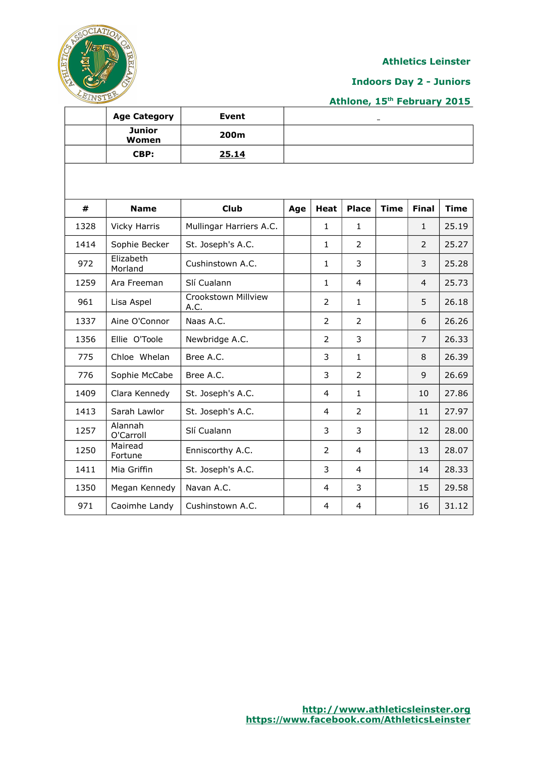Athletics Leinster

Indoors Day 2 - Juniors

Athlone, 15th February 2015

| | Age Category | Event | |
|---|---|---|---|
| | Junior Women | 200m | |
| | CBP: | 25.14 | |

| # | Name | Club | Age | Heat | Place | Time | Final | Time |
|---|---|---|---|---|---|---|---|---|
| 1328 | Vicky Harris | Mullingar Harriers A.C. | | 1 | 1 | | 1 | 25.19 |
| 1414 | Sophie Becker | St. Joseph's A.C. | | 1 | 2 | | 2 | 25.27 |
| 972 | Elizabeth Morland | Cushinstown A.C. | | 1 | 3 | | 3 | 25.28 |
| 1259 | Ara Freeman | Slí Cualann | | 1 | 4 | | 4 | 25.73 |
| 961 | Lisa Aspel | Crookstown Millview A.C. | | 2 | 1 | | 5 | 26.18 |
| 1337 | Aine O'Connor | Naas A.C. | | 2 | 2 | | 6 | 26.26 |
| 1356 | Ellie O'Toole | Newbridge A.C. | | 2 | 3 | | 7 | 26.33 |
| 775 | Chloe Whelan | Bree A.C. | | 3 | 1 | | 8 | 26.39 |
| 776 | Sophie McCabe | Bree A.C. | | 3 | 2 | | 9 | 26.69 |
| 1409 | Clara Kennedy | St. Joseph's A.C. | | 4 | 1 | | 10 | 27.86 |
| 1413 | Sarah Lawlor | St. Joseph's A.C. | | 4 | 2 | | 11 | 27.97 |
| 1257 | Alannah O'Carroll | Slí Cualann | | 3 | 3 | | 12 | 28.00 |
| 1250 | Mairead Fortune | Enniscorthy A.C. | | 2 | 4 | | 13 | 28.07 |
| 1411 | Mia Griffin | St. Joseph's A.C. | | 3 | 4 | | 14 | 28.33 |
| 1350 | Megan Kennedy | Navan A.C. | | 4 | 3 | | 15 | 29.58 |
| 971 | Caoimhe Landy | Cushinstown A.C. | | 4 | 4 | | 16 | 31.12 |

http://www.athleticsleinster.org
https://www.facebook.com/AthleticsLeinster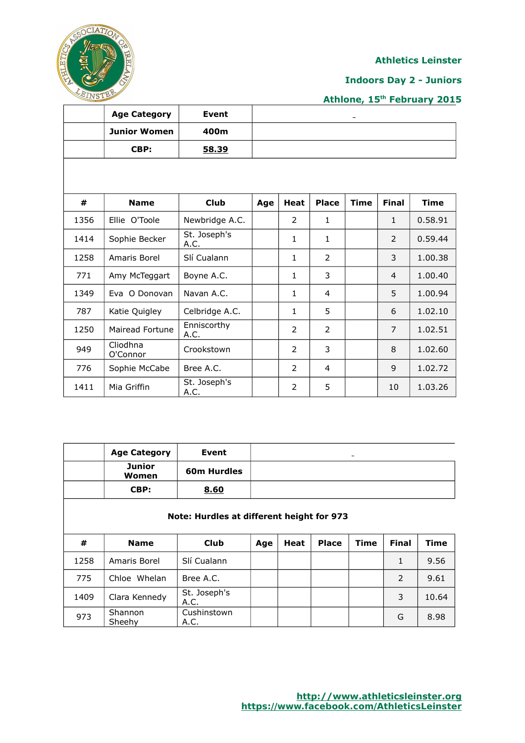**Athletics Leinster**

**Indoors Day 2 - Juniors**

**Athlone, 15th February 2015**

| | Age Category | Event | |
|---|---|---|---|
| | **Junior Women** | **400m** | |
| | **CBP:** | **58.39** | |

| # | Name | Club | Age | Heat | Place | Time | Final | Time |
|---|---|---|---|---|---|---|---|---|
| 1356 | Ellie O'Toole | Newbridge A.C. | | 2 | 1 | | 1 | 0.58.91 |
| 1414 | Sophie Becker | St. Joseph's A.C. | | 1 | 1 | | 2 | 0.59.44 |
| 1258 | Amaris Borel | Slí Cualann | | 1 | 2 | | 3 | 1.00.38 |
| 771 | Amy McTeggart | Boyne A.C. | | 1 | 3 | | 4 | 1.00.40 |
| 1349 | Eva O Donovan | Navan A.C. | | 1 | 4 | | 5 | 1.00.94 |
| 787 | Katie Quigley | Celbridge A.C. | | 1 | 5 | | 6 | 1.02.10 |
| 1250 | Mairead Fortune | Enniscorthy A.C. | | 2 | 2 | | 7 | 1.02.51 |
| 949 | Cliodhna O'Connor | Crookstown | | 2 | 3 | | 8 | 1.02.60 |
| 776 | Sophie McCabe | Bree A.C. | | 2 | 4 | | 9 | 1.02.72 |
| 1411 | Mia Griffin | St. Joseph's A.C. | | 2 | 5 | | 10 | 1.03.26 |

| | Age Category | Event | |
|---|---|---|---|
| | **Junior Women** | **60m Hurdles** | |
| | **CBP:** | **8.60** | |

**Note: Hurdles at different height for 973**

| # | Name | Club | Age | Heat | Place | Time | Final | Time |
|---|---|---|---|---|---|---|---|---|
| 1258 | Amaris Borel | Slí Cualann | | | | | 1 | 9.56 |
| 775 | Chloe Whelan | Bree A.C. | | | | | 2 | 9.61 |
| 1409 | Clara Kennedy | St. Joseph's A.C. | | | | | 3 | 10.64 |
| 973 | Shannon Sheehy | Cushinstown A.C. | | | | | G | 8.98 |

http://www.athleticsleinster.org
https://www.facebook.com/AthleticsLeinster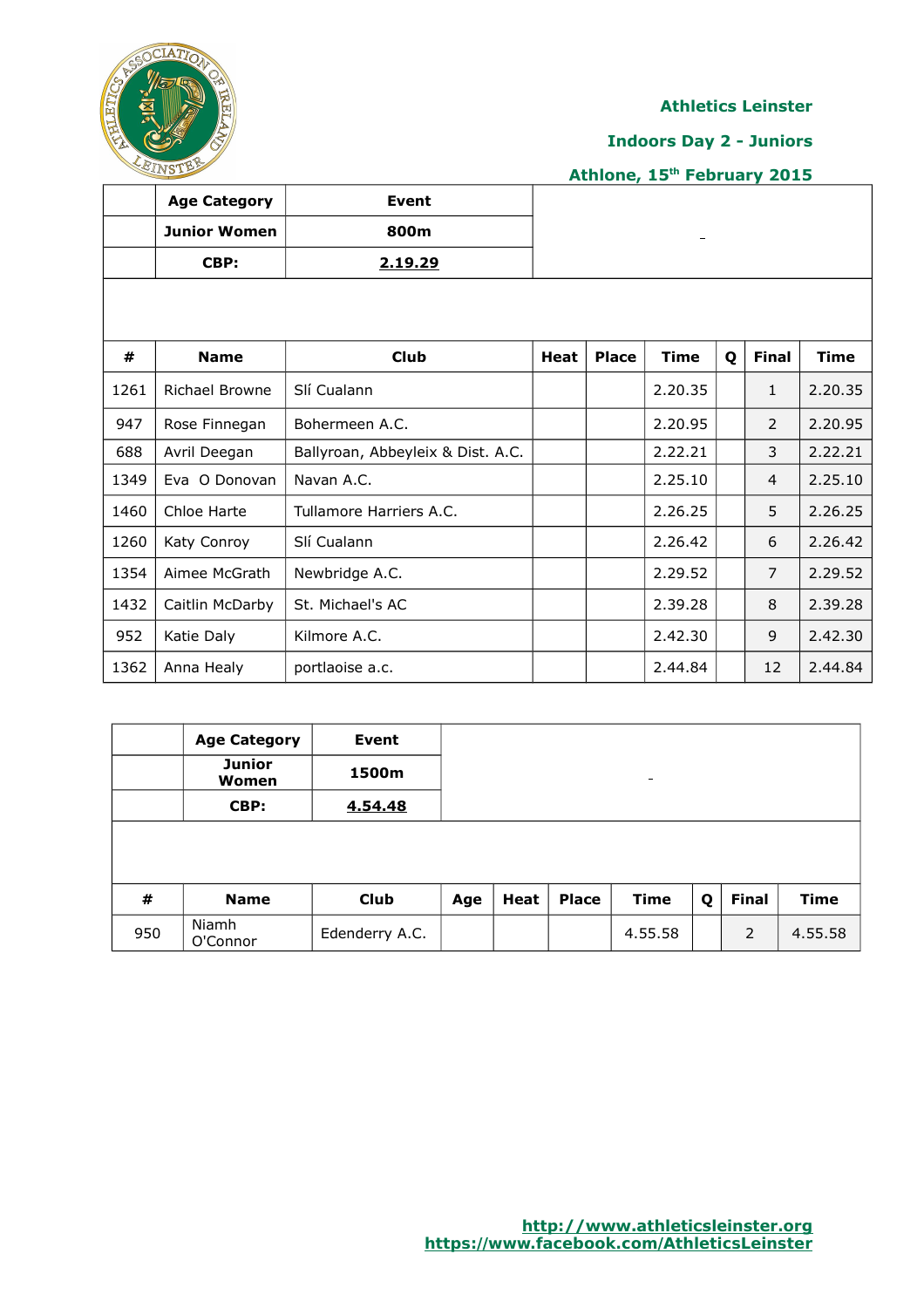**Athletics Leinster**

**Indoors Day 2 - Juniors**

**Athlone, 15th February 2015**

| | Age Category | Event | |
|---|---|---|---|
| | Junior Women | 800m | - |
| | CBP: | 2.19.29 | |

| # | Name | Club | Heat | Place | Time | Q | Final | Time |
|---|---|---|---|---|---|---|---|---|
| 1261 | Richael Browne | Slí Cualann | | | 2.20.35 | | 1 | 2.20.35 |
| 947 | Rose Finnegan | Bohermeen A.C. | | | 2.20.95 | | 2 | 2.20.95 |
| 688 | Avril Deegan | Ballyroan, Abbeyleix & Dist. A.C. | | | 2.22.21 | | 3 | 2.22.21 |
| 1349 | Eva O Donovan | Navan A.C. | | | 2.25.10 | | 4 | 2.25.10 |
| 1460 | Chloe Harte | Tullamore Harriers A.C. | | | 2.26.25 | | 5 | 2.26.25 |
| 1260 | Katy Conroy | Slí Cualann | | | 2.26.42 | | 6 | 2.26.42 |
| 1354 | Aimee McGrath | Newbridge A.C. | | | 2.29.52 | | 7 | 2.29.52 |
| 1432 | Caitlin McDarby | St. Michael's AC | | | 2.39.28 | | 8 | 2.39.28 |
| 952 | Katie Daly | Kilmore A.C. | | | 2.42.30 | | 9 | 2.42.30 |
| 1362 | Anna Healy | portlaoise a.c. | | | 2.44.84 | | 12 | 2.44.84 |

| | Age Category | Event | |
|---|---|---|---|
| | Junior Women | 1500m | - |
| | CBP: | 4.54.48 | |

| # | Name | Club | Age | Heat | Place | Time | Q | Final | Time |
|---|---|---|---|---|---|---|---|---|---|
| 950 | Niamh O'Connor | Edenderry A.C. | | | | 4.55.58 | | 2 | 4.55.58 |

http://www.athleticsleinster.org
https://www.facebook.com/AthleticsLeinster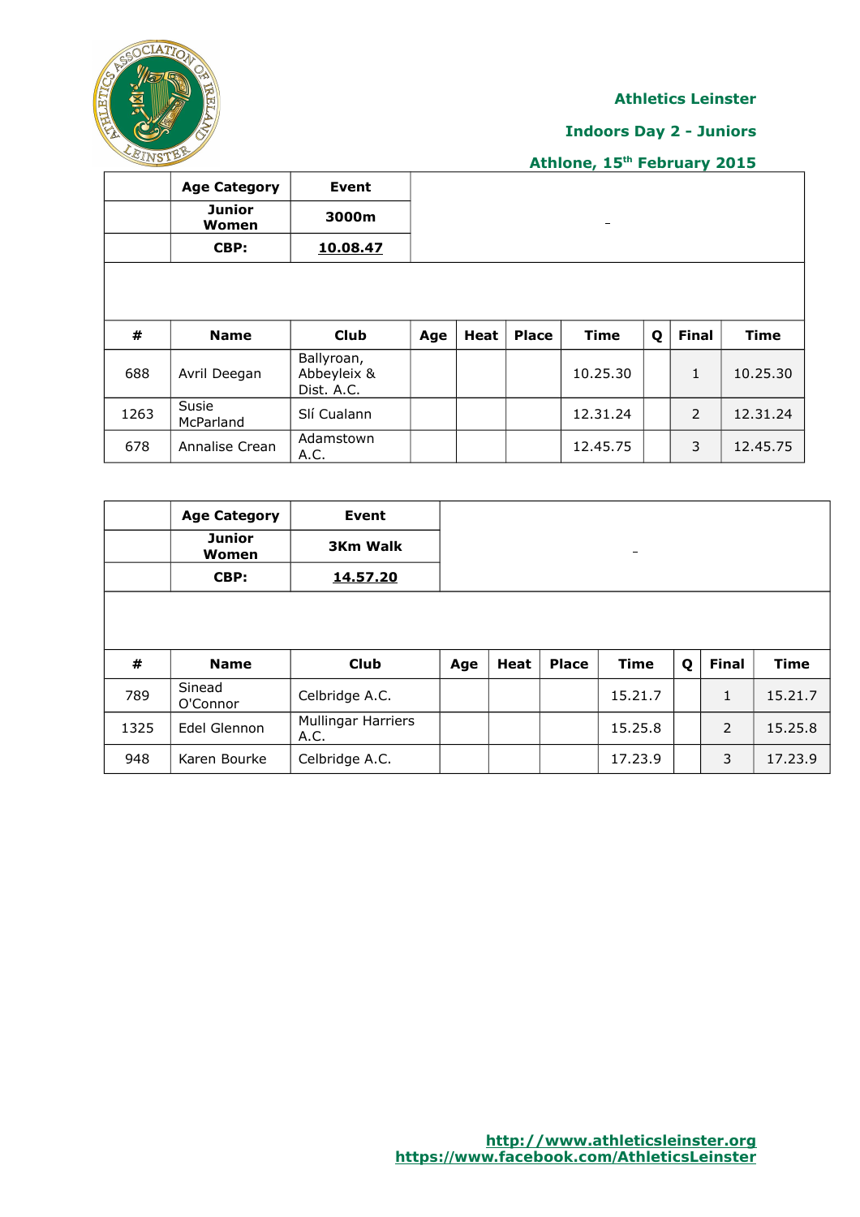**Athletics Leinster**

**Indoors Day 2 - Juniors**

**Athlone, 15th February 2015**

| | Age Category | Event |
|---|---|---|
| | **Junior Women** | **3000m** |
| | **CBP:** | **10.08.47** |

| # | Name | Club | Age | Heat | Place | Time | Q | Final | Time |
|---|---|---|---|---|---|---|---|---|---|
| 688 | Avril Deegan | Ballyroan, Abbeyleix & Dist. A.C. | | | | 10.25.30 | | 1 | 10.25.30 |
| 1263 | Susie McParland | Slí Cualann | | | | 12.31.24 | | 2 | 12.31.24 |
| 678 | Annalise Crean | Adamstown A.C. | | | | 12.45.75 | | 3 | 12.45.75 |

| | Age Category | Event |
|---|---|---|
| | **Junior Women** | **3Km Walk** |
| | **CBP:** | **14.57.20** |

| # | Name | Club | Age | Heat | Place | Time | Q | Final | Time |
|---|---|---|---|---|---|---|---|---|---|
| 789 | Sinead O'Connor | Celbridge A.C. | | | | 15.21.7 | | 1 | 15.21.7 |
| 1325 | Edel Glennon | Mullingar Harriers A.C. | | | | 15.25.8 | | 2 | 15.25.8 |
| 948 | Karen Bourke | Celbridge A.C. | | | | 17.23.9 | | 3 | 17.23.9 |

http://www.athleticsleinster.org
https://www.facebook.com/AthleticsLeinster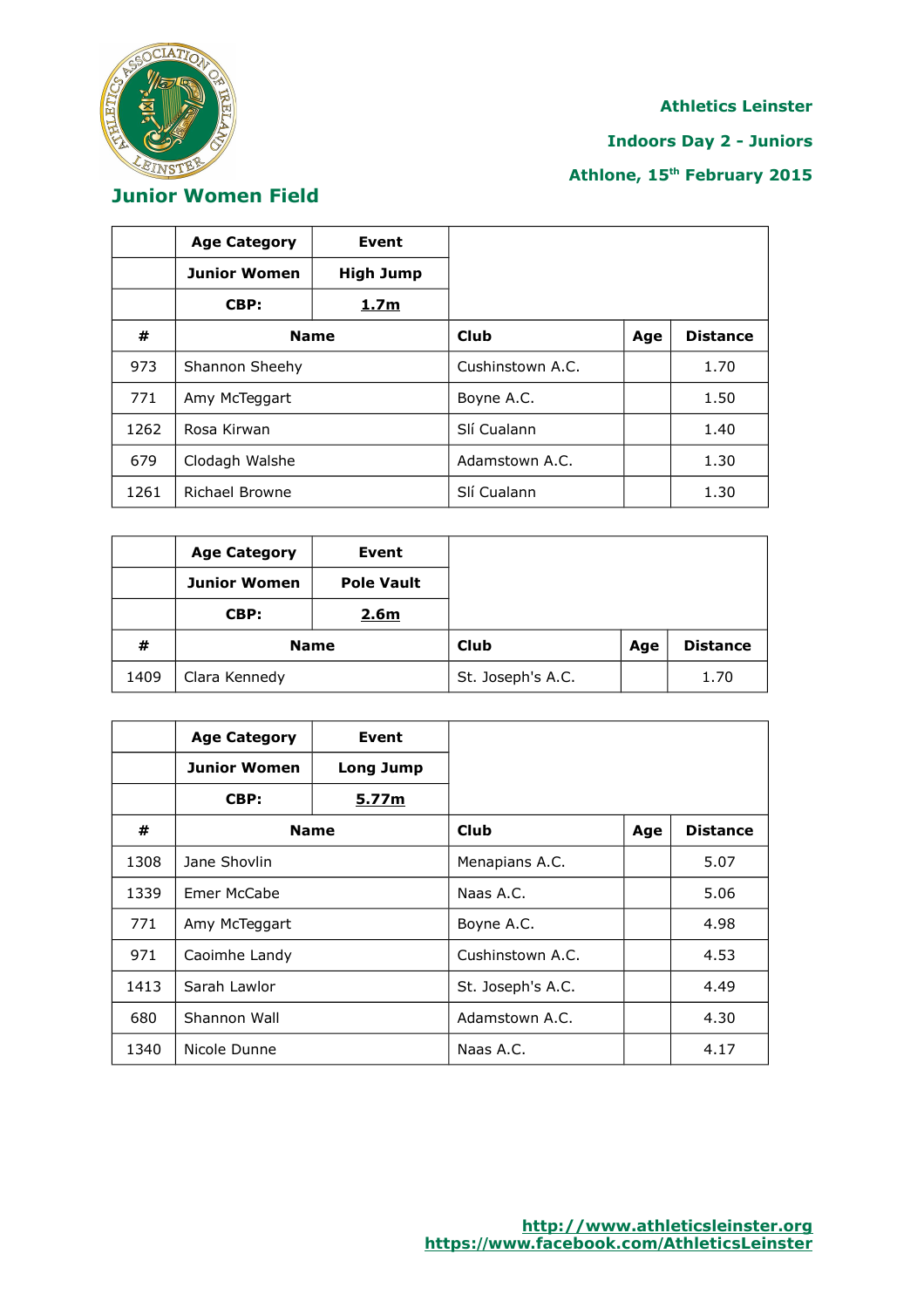Athletics Leinster

Indoors Day 2 - Juniors

Athlone, 15th February 2015

## Junior Women Field

| | Age Category | Event | | |
|---|---|---|---|---|
| | Junior Women | High Jump | | |
| | CBP: | 1.7m | | |
| # | Name | Club | Age | Distance |
| 973 | Shannon Sheehy | Cushinstown A.C. | | 1.70 |
| 771 | Amy McTeggart | Boyne A.C. | | 1.50 |
| 1262 | Rosa Kirwan | Slí Cualann | | 1.40 |
| 679 | Clodagh Walshe | Adamstown A.C. | | 1.30 |
| 1261 | Richael Browne | Slí Cualann | | 1.30 |

| | Age Category | Event | | |
|---|---|---|---|---|
| | Junior Women | Pole Vault | | |
| | CBP: | 2.6m | | |
| # | Name | Club | Age | Distance |
| 1409 | Clara Kennedy | St. Joseph's A.C. | | 1.70 |

| | Age Category | Event | | |
|---|---|---|---|---|
| | Junior Women | Long Jump | | |
| | CBP: | 5.77m | | |
| # | Name | Club | Age | Distance |
| 1308 | Jane Shovlin | Menapians A.C. | | 5.07 |
| 1339 | Emer McCabe | Naas A.C. | | 5.06 |
| 771 | Amy McTeggart | Boyne A.C. | | 4.98 |
| 971 | Caoimhe Landy | Cushinstown A.C. | | 4.53 |
| 1413 | Sarah Lawlor | St. Joseph's A.C. | | 4.49 |
| 680 | Shannon Wall | Adamstown A.C. | | 4.30 |
| 1340 | Nicole Dunne | Naas A.C. | | 4.17 |

http://www.athleticsleinster.org
https://www.facebook.com/AthleticsLeinster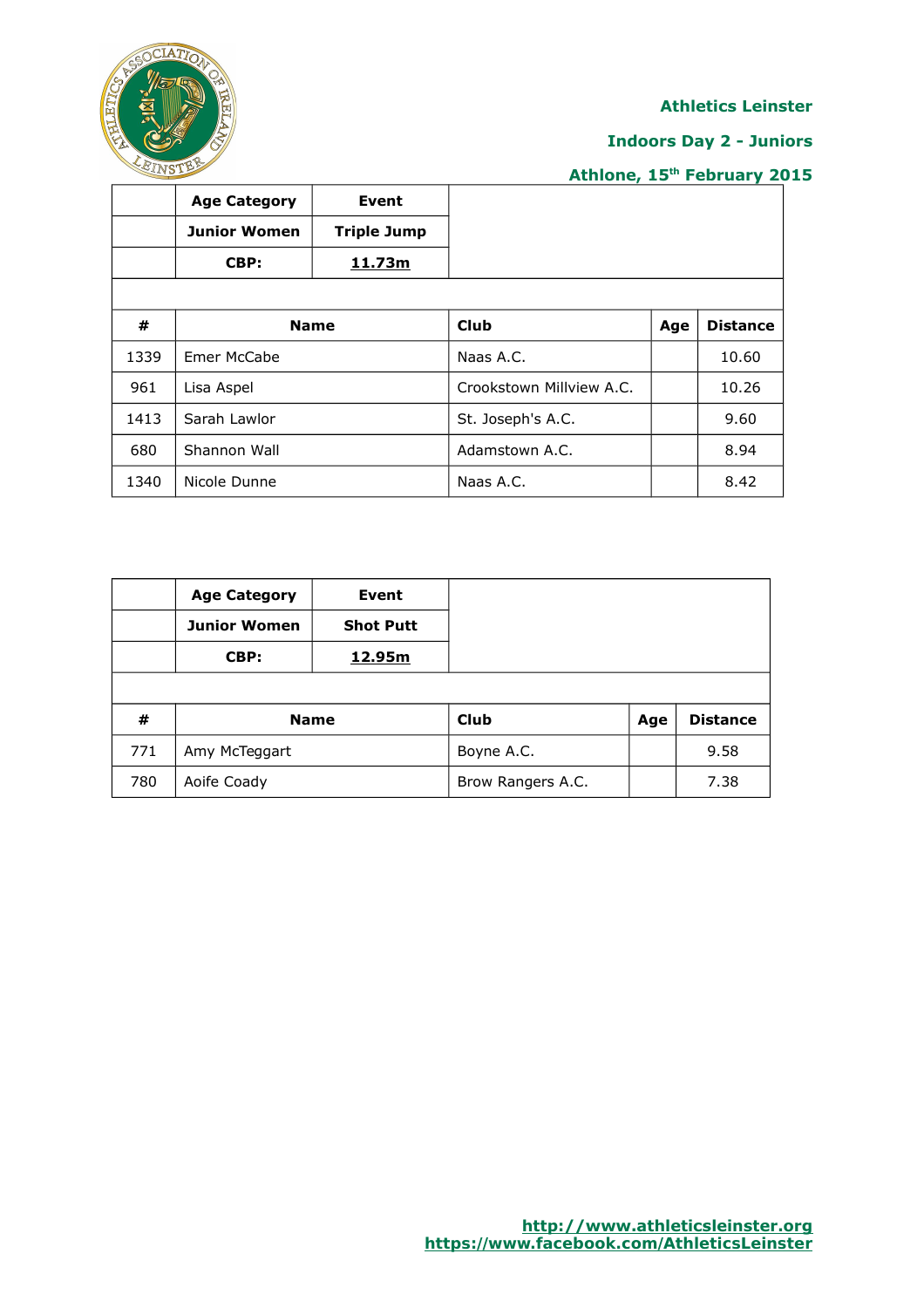**Athletics Leinster**

**Indoors Day 2 - Juniors**

**Athlone, 15th February 2015**

| | Age Category | Event |
|---|---|---|
| | **Junior Women** | **Triple Jump** |
| | **CBP:** | **11.73m** |

| # | Name | Club | Age | Distance |
|---|---|---|---|---|
| 1339 | Emer McCabe | Naas A.C. | | 10.60 |
| 961 | Lisa Aspel | Crookstown Millview A.C. | | 10.26 |
| 1413 | Sarah Lawlor | St. Joseph's A.C. | | 9.60 |
| 680 | Shannon Wall | Adamstown A.C. | | 8.94 |
| 1340 | Nicole Dunne | Naas A.C. | | 8.42 |

| | Age Category | Event |
|---|---|---|
| | **Junior Women** | **Shot Putt** |
| | **CBP:** | **12.95m** |

| # | Name | Club | Age | Distance |
|---|---|---|---|---|
| 771 | Amy McTeggart | Boyne A.C. | | 9.58 |
| 780 | Aoife Coady | Brow Rangers A.C. | | 7.38 |

http://www.athleticsleinster.org
https://www.facebook.com/AthleticsLeinster